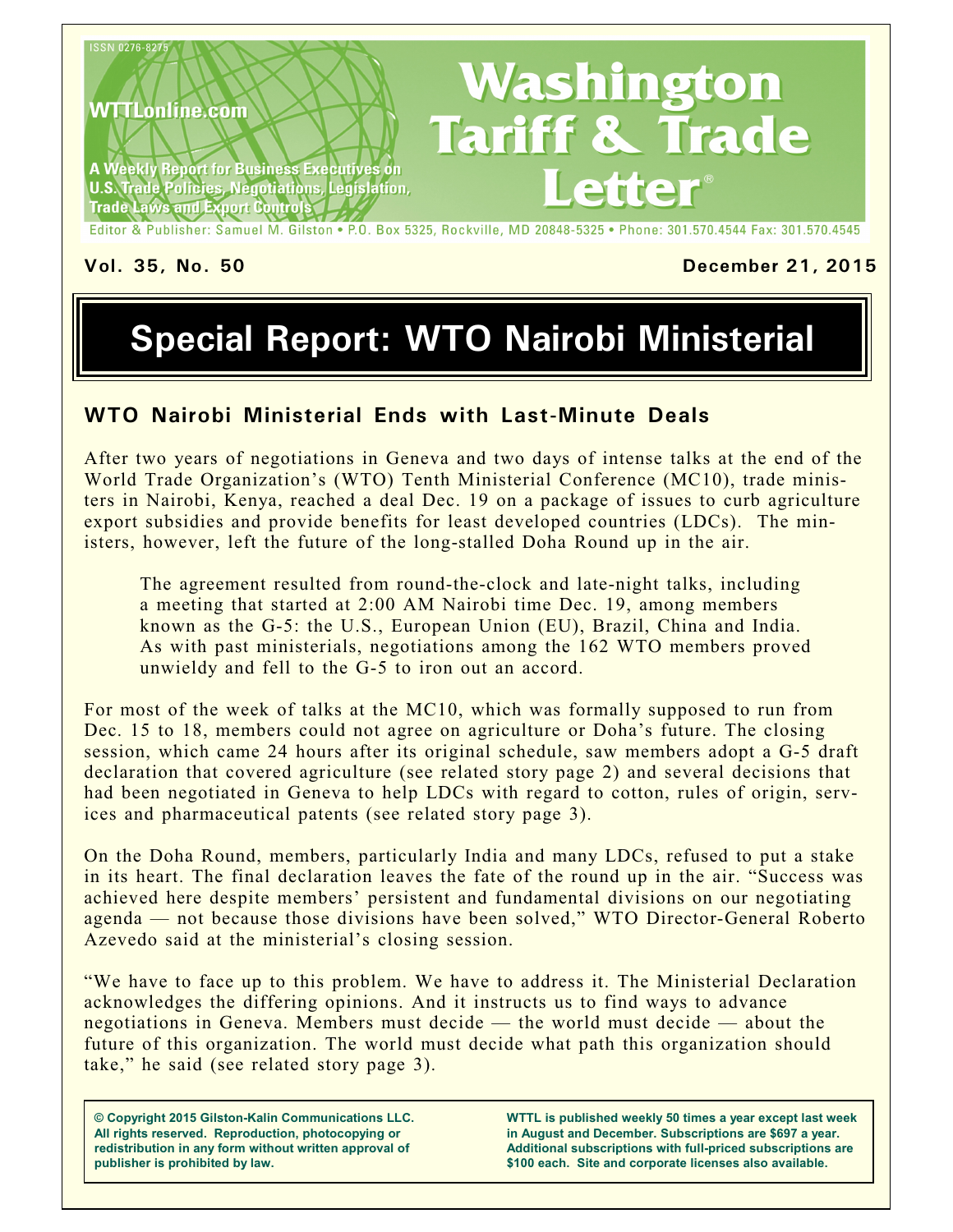ISSN 0276-8275

WTTLonline.com

A Weekly Report for Business Executives on U.S. Trade Policies, Negotiations, Legislation, Trade Laws and Export Controls

# Washington Tariff & Trade Letter®

Editor & Publisher: Samuel M. Gilston • P.O. Box 5325, Rockville, MD 20848-5325 • Phone: 301.570.4544 Fax: 301.570.4545

**Vol. 35, No. 50** **December 21, 2015**

# Special Report: WTO Nairobi Ministerial

## WTO Nairobi Ministerial Ends with Last-Minute Deals

After two years of negotiations in Geneva and two days of intense talks at the end of the World Trade Organization's (WTO) Tenth Ministerial Conference (MC10), trade ministers in Nairobi, Kenya, reached a deal Dec. 19 on a package of issues to curb agriculture export subsidies and provide benefits for least developed countries (LDCs). The ministers, however, left the future of the long-stalled Doha Round up in the air.

> The agreement resulted from round-the-clock and late-night talks, including a meeting that started at 2:00 AM Nairobi time Dec. 19, among members known as the G-5: the U.S., European Union (EU), Brazil, China and India. As with past ministerials, negotiations among the 162 WTO members proved unwieldy and fell to the G-5 to iron out an accord.

For most of the week of talks at the MC10, which was formally supposed to run from Dec. 15 to 18, members could not agree on agriculture or Doha's future. The closing session, which came 24 hours after its original schedule, saw members adopt a G-5 draft declaration that covered agriculture (see related story page 2) and several decisions that had been negotiated in Geneva to help LDCs with regard to cotton, rules of origin, services and pharmaceutical patents (see related story page 3).

On the Doha Round, members, particularly India and many LDCs, refused to put a stake in its heart. The final declaration leaves the fate of the round up in the air. "Success was achieved here despite members' persistent and fundamental divisions on our negotiating agenda — not because those divisions have been solved," WTO Director-General Roberto Azevedo said at the ministerial's closing session.

"We have to face up to this problem. We have to address it. The Ministerial Declaration acknowledges the differing opinions. And it instructs us to find ways to advance negotiations in Geneva. Members must decide — the world must decide — about the future of this organization. The world must decide what path this organization should take," he said (see related story page 3).

**© Copyright 2015 Gilston-Kalin Communications LLC. All rights reserved. Reproduction, photocopying or redistribution in any form without written approval of publisher is prohibited by law.**

**WTTL is published weekly 50 times a year except last week in August and December. Subscriptions are $697 a year. Additional subscriptions with full-priced subscriptions are $100 each. Site and corporate licenses also available.**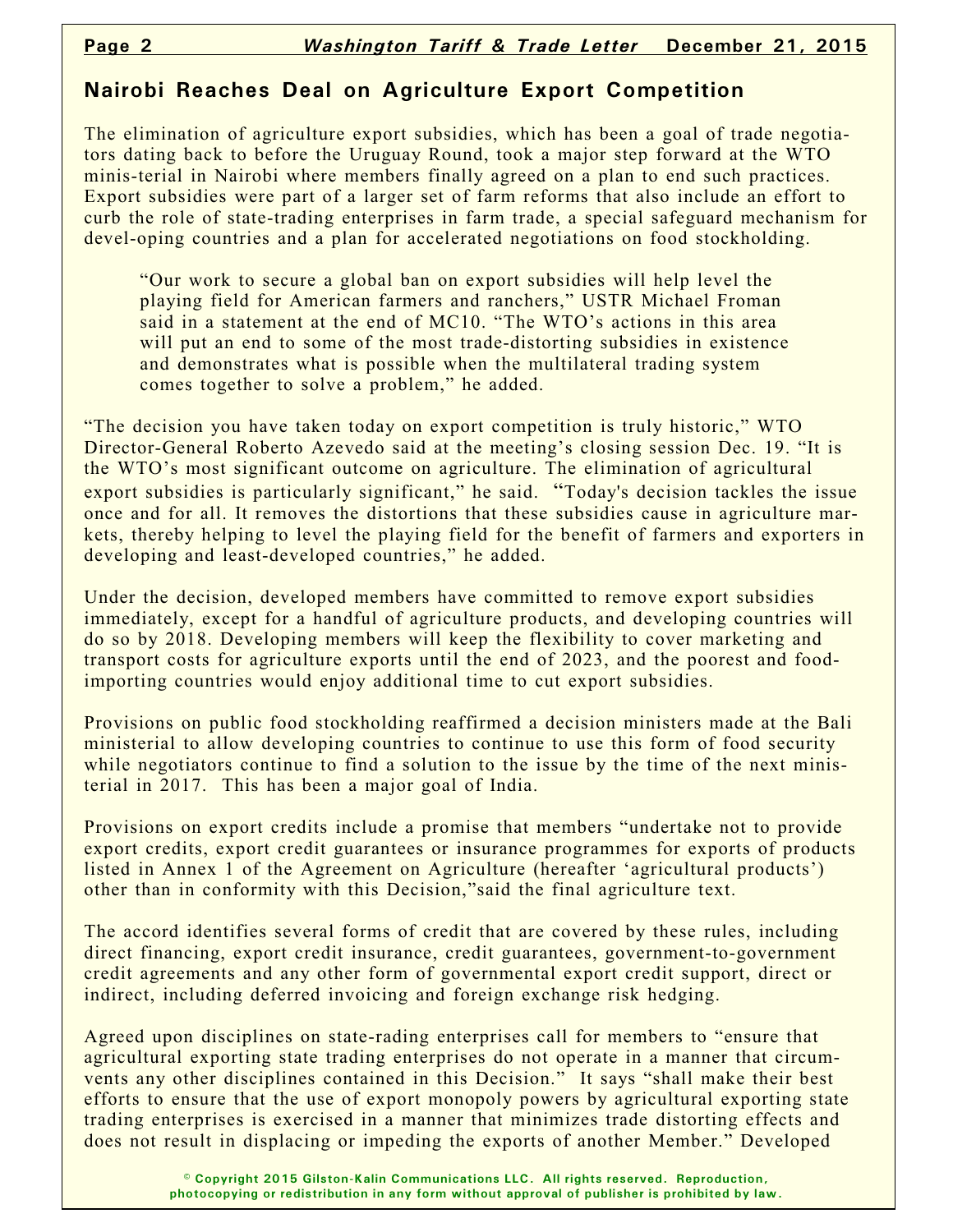## Nairobi Reaches Deal on Agriculture Export Competition

The elimination of agriculture export subsidies, which has been a goal of trade negotiators dating back to before the Uruguay Round, took a major step forward at the WTO minis-terial in Nairobi where members finally agreed on a plan to end such practices. Export subsidies were part of a larger set of farm reforms that also include an effort to curb the role of state-trading enterprises in farm trade, a special safeguard mechanism for devel-oping countries and a plan for accelerated negotiations on food stockholding.

> "Our work to secure a global ban on export subsidies will help level the playing field for American farmers and ranchers," USTR Michael Froman said in a statement at the end of MC10. "The WTO's actions in this area will put an end to some of the most trade-distorting subsidies in existence and demonstrates what is possible when the multilateral trading system comes together to solve a problem," he added.

"The decision you have taken today on export competition is truly historic," WTO Director-General Roberto Azevedo said at the meeting's closing session Dec. 19. "It is the WTO's most significant outcome on agriculture. The elimination of agricultural export subsidies is particularly significant," he said. "Today's decision tackles the issue once and for all. It removes the distortions that these subsidies cause in agriculture markets, thereby helping to level the playing field for the benefit of farmers and exporters in developing and least-developed countries," he added.

Under the decision, developed members have committed to remove export subsidies immediately, except for a handful of agriculture products, and developing countries will do so by 2018. Developing members will keep the flexibility to cover marketing and transport costs for agriculture exports until the end of 2023, and the poorest and food-importing countries would enjoy additional time to cut export subsidies.

Provisions on public food stockholding reaffirmed a decision ministers made at the Bali ministerial to allow developing countries to continue to use this form of food security while negotiators continue to find a solution to the issue by the time of the next ministerial in 2017. This has been a major goal of India.

Provisions on export credits include a promise that members "undertake not to provide export credits, export credit guarantees or insurance programmes for exports of products listed in Annex 1 of the Agreement on Agriculture (hereafter 'agricultural products') other than in conformity with this Decision,"said the final agriculture text.

The accord identifies several forms of credit that are covered by these rules, including direct financing, export credit insurance, credit guarantees, government-to-government credit agreements and any other form of governmental export credit support, direct or indirect, including deferred invoicing and foreign exchange risk hedging.

Agreed upon disciplines on state-rading enterprises call for members to "ensure that agricultural exporting state trading enterprises do not operate in a manner that circumvents any other disciplines contained in this Decision." It says "shall make their best efforts to ensure that the use of export monopoly powers by agricultural exporting state trading enterprises is exercised in a manner that minimizes trade distorting effects and does not result in displacing or impeding the exports of another Member." Developed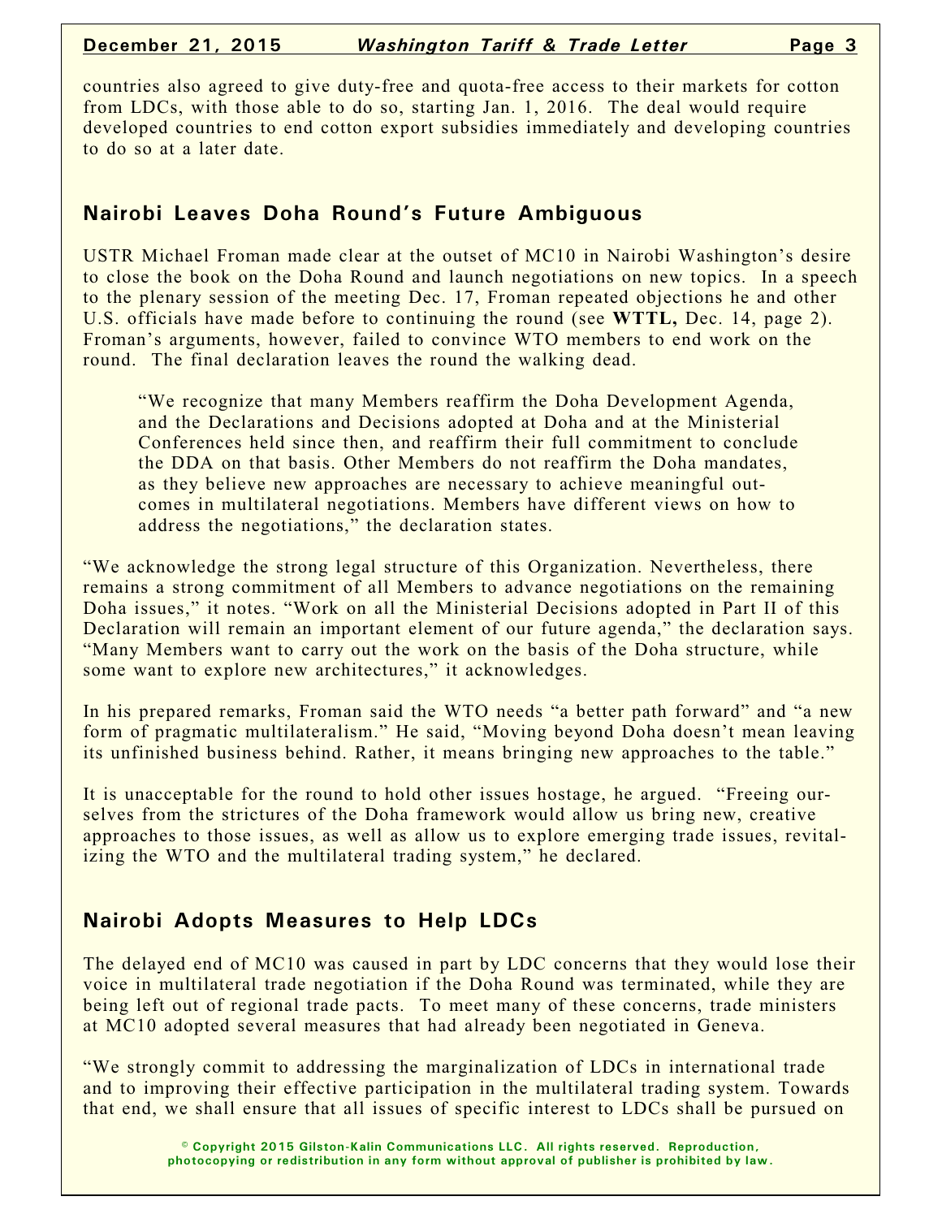countries also agreed to give duty-free and quota-free access to their markets for cotton from LDCs, with those able to do so, starting Jan. 1, 2016. The deal would require developed countries to end cotton export subsidies immediately and developing countries to do so at a later date.

## Nairobi Leaves Doha Round's Future Ambiguous

USTR Michael Froman made clear at the outset of MC10 in Nairobi Washington's desire to close the book on the Doha Round and launch negotiations on new topics. In a speech to the plenary session of the meeting Dec. 17, Froman repeated objections he and other U.S. officials have made before to continuing the round (see **WTTL,** Dec. 14, page 2). Froman's arguments, however, failed to convince WTO members to end work on the round. The final declaration leaves the round the walking dead.

> "We recognize that many Members reaffirm the Doha Development Agenda, and the Declarations and Decisions adopted at Doha and at the Ministerial Conferences held since then, and reaffirm their full commitment to conclude the DDA on that basis. Other Members do not reaffirm the Doha mandates, as they believe new approaches are necessary to achieve meaningful outcomes in multilateral negotiations. Members have different views on how to address the negotiations," the declaration states.

"We acknowledge the strong legal structure of this Organization. Nevertheless, there remains a strong commitment of all Members to advance negotiations on the remaining Doha issues," it notes. "Work on all the Ministerial Decisions adopted in Part II of this Declaration will remain an important element of our future agenda," the declaration says. "Many Members want to carry out the work on the basis of the Doha structure, while some want to explore new architectures," it acknowledges.

In his prepared remarks, Froman said the WTO needs "a better path forward" and "a new form of pragmatic multilateralism." He said, "Moving beyond Doha doesn't mean leaving its unfinished business behind. Rather, it means bringing new approaches to the table."

It is unacceptable for the round to hold other issues hostage, he argued. "Freeing ourselves from the strictures of the Doha framework would allow us bring new, creative approaches to those issues, as well as allow us to explore emerging trade issues, revitalizing the WTO and the multilateral trading system," he declared.

## Nairobi Adopts Measures to Help LDCs

The delayed end of MC10 was caused in part by LDC concerns that they would lose their voice in multilateral trade negotiation if the Doha Round was terminated, while they are being left out of regional trade pacts. To meet many of these concerns, trade ministers at MC10 adopted several measures that had already been negotiated in Geneva.

"We strongly commit to addressing the marginalization of LDCs in international trade and to improving their effective participation in the multilateral trading system. Towards that end, we shall ensure that all issues of specific interest to LDCs shall be pursued on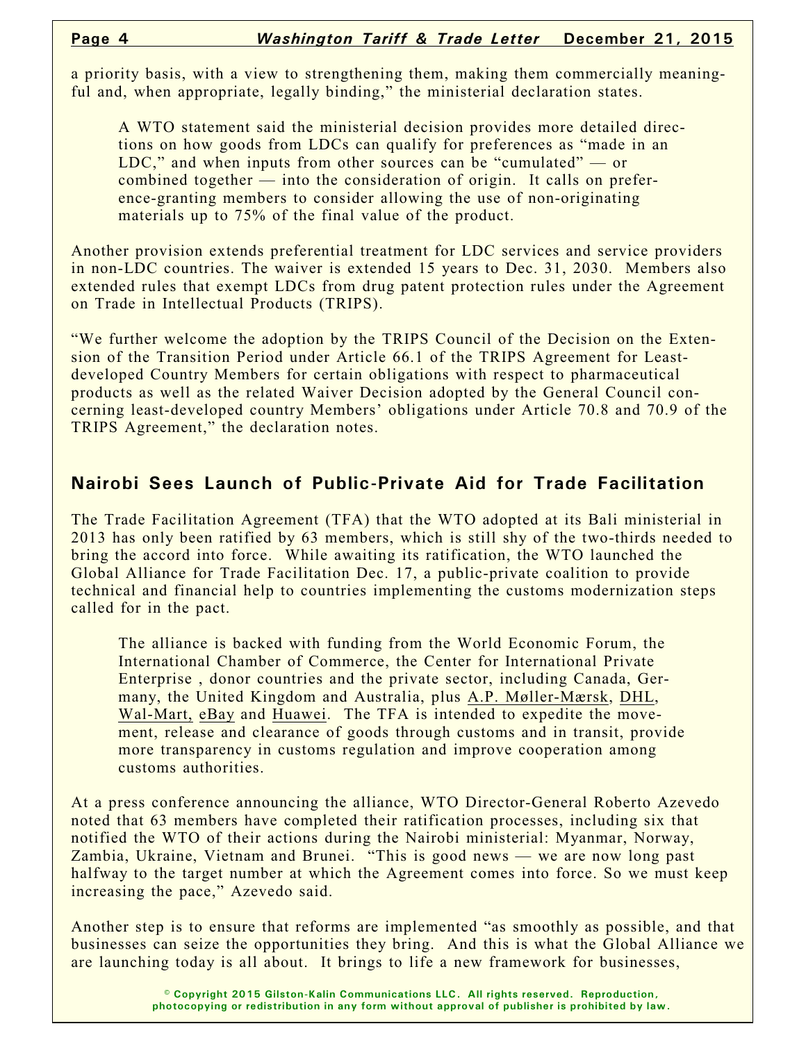a priority basis, with a view to strengthening them, making them commercially meaningful and, when appropriate, legally binding," the ministerial declaration states.

> A WTO statement said the ministerial decision provides more detailed directions on how goods from LDCs can qualify for preferences as "made in an LDC," and when inputs from other sources can be "cumulated" — or combined together — into the consideration of origin. It calls on preference-granting members to consider allowing the use of non-originating materials up to 75% of the final value of the product.

Another provision extends preferential treatment for LDC services and service providers in non-LDC countries. The waiver is extended 15 years to Dec. 31, 2030. Members also extended rules that exempt LDCs from drug patent protection rules under the Agreement on Trade in Intellectual Products (TRIPS).

"We further welcome the adoption by the TRIPS Council of the Decision on the Extension of the Transition Period under Article 66.1 of the TRIPS Agreement for Least-developed Country Members for certain obligations with respect to pharmaceutical products as well as the related Waiver Decision adopted by the General Council concerning least-developed country Members' obligations under Article 70.8 and 70.9 of the TRIPS Agreement," the declaration notes.

## Nairobi Sees Launch of Public-Private Aid for Trade Facilitation

The Trade Facilitation Agreement (TFA) that the WTO adopted at its Bali ministerial in 2013 has only been ratified by 63 members, which is still shy of the two-thirds needed to bring the accord into force. While awaiting its ratification, the WTO launched the Global Alliance for Trade Facilitation Dec. 17, a public-private coalition to provide technical and financial help to countries implementing the customs modernization steps called for in the pact.

> The alliance is backed with funding from the World Economic Forum, the International Chamber of Commerce, the Center for International Private Enterprise , donor countries and the private sector, including Canada, Germany, the United Kingdom and Australia, plus A.P. Møller-Mærsk, DHL, Wal-Mart, eBay and Huawei. The TFA is intended to expedite the movement, release and clearance of goods through customs and in transit, provide more transparency in customs regulation and improve cooperation among customs authorities.

At a press conference announcing the alliance, WTO Director-General Roberto Azevedo noted that 63 members have completed their ratification processes, including six that notified the WTO of their actions during the Nairobi ministerial: Myanmar, Norway, Zambia, Ukraine, Vietnam and Brunei. "This is good news — we are now long past halfway to the target number at which the Agreement comes into force. So we must keep increasing the pace," Azevedo said.

Another step is to ensure that reforms are implemented "as smoothly as possible, and that businesses can seize the opportunities they bring. And this is what the Global Alliance we are launching today is all about. It brings to life a new framework for businesses,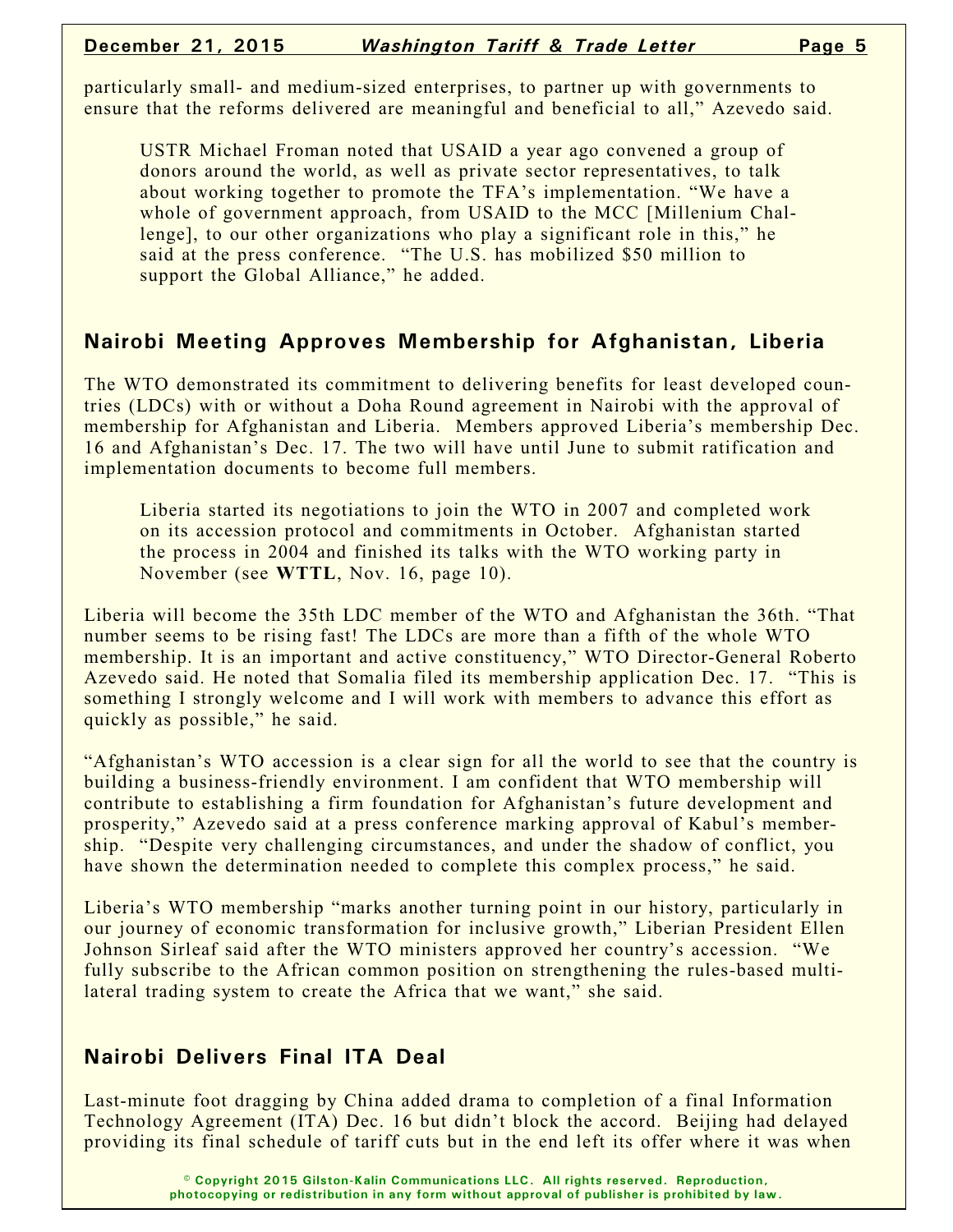particularly small- and medium-sized enterprises, to partner up with governments to ensure that the reforms delivered are meaningful and beneficial to all," Azevedo said.

> USTR Michael Froman noted that USAID a year ago convened a group of donors around the world, as well as private sector representatives, to talk about working together to promote the TFA's implementation. "We have a whole of government approach, from USAID to the MCC [Millenium Challenge], to our other organizations who play a significant role in this," he said at the press conference. "The U.S. has mobilized $50 million to support the Global Alliance," he added.

## Nairobi Meeting Approves Membership for Afghanistan, Liberia

The WTO demonstrated its commitment to delivering benefits for least developed countries (LDCs) with or without a Doha Round agreement in Nairobi with the approval of membership for Afghanistan and Liberia. Members approved Liberia's membership Dec. 16 and Afghanistan's Dec. 17. The two will have until June to submit ratification and implementation documents to become full members.

> Liberia started its negotiations to join the WTO in 2007 and completed work on its accession protocol and commitments in October. Afghanistan started the process in 2004 and finished its talks with the WTO working party in November (see **WTTL**, Nov. 16, page 10).

Liberia will become the 35th LDC member of the WTO and Afghanistan the 36th. "That number seems to be rising fast! The LDCs are more than a fifth of the whole WTO membership. It is an important and active constituency," WTO Director-General Roberto Azevedo said. He noted that Somalia filed its membership application Dec. 17. "This is something I strongly welcome and I will work with members to advance this effort as quickly as possible," he said.

"Afghanistan's WTO accession is a clear sign for all the world to see that the country is building a business-friendly environment. I am confident that WTO membership will contribute to establishing a firm foundation for Afghanistan's future development and prosperity," Azevedo said at a press conference marking approval of Kabul's membership. "Despite very challenging circumstances, and under the shadow of conflict, you have shown the determination needed to complete this complex process," he said.

Liberia's WTO membership "marks another turning point in our history, particularly in our journey of economic transformation for inclusive growth," Liberian President Ellen Johnson Sirleaf said after the WTO ministers approved her country's accession. "We fully subscribe to the African common position on strengthening the rules-based multilateral trading system to create the Africa that we want," she said.

## Nairobi Delivers Final ITA Deal

Last-minute foot dragging by China added drama to completion of a final Information Technology Agreement (ITA) Dec. 16 but didn't block the accord. Beijing had delayed providing its final schedule of tariff cuts but in the end left its offer where it was when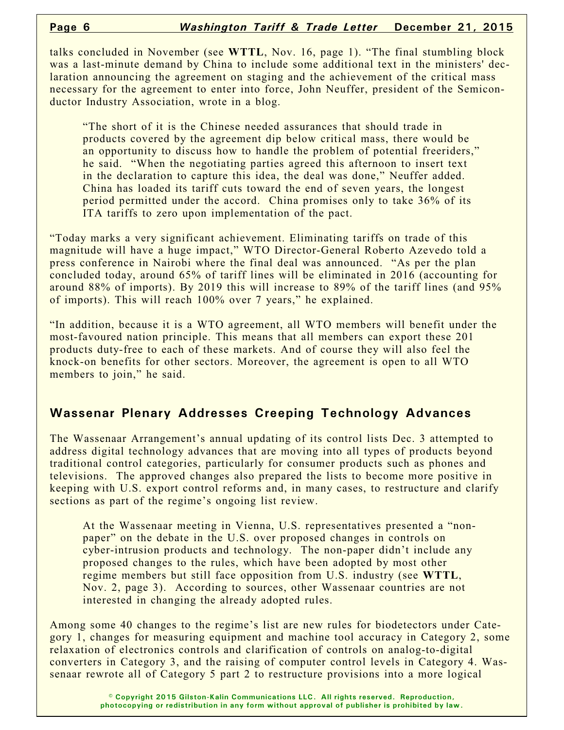talks concluded in November (see **WTTL**, Nov. 16, page 1). "The final stumbling block was a last-minute demand by China to include some additional text in the ministers' declaration announcing the agreement on staging and the achievement of the critical mass necessary for the agreement to enter into force, John Neuffer, president of the Semiconductor Industry Association, wrote in a blog.

> "The short of it is the Chinese needed assurances that should trade in products covered by the agreement dip below critical mass, there would be an opportunity to discuss how to handle the problem of potential freeriders," he said. "When the negotiating parties agreed this afternoon to insert text in the declaration to capture this idea, the deal was done," Neuffer added. China has loaded its tariff cuts toward the end of seven years, the longest period permitted under the accord. China promises only to take 36% of its ITA tariffs to zero upon implementation of the pact.

"Today marks a very significant achievement. Eliminating tariffs on trade of this magnitude will have a huge impact," WTO Director-General Roberto Azevedo told a press conference in Nairobi where the final deal was announced. "As per the plan concluded today, around 65% of tariff lines will be eliminated in 2016 (accounting for around 88% of imports). By 2019 this will increase to 89% of the tariff lines (and 95% of imports). This will reach 100% over 7 years," he explained.

"In addition, because it is a WTO agreement, all WTO members will benefit under the most-favoured nation principle. This means that all members can export these 201 products duty-free to each of these markets. And of course they will also feel the knock-on benefits for other sectors. Moreover, the agreement is open to all WTO members to join," he said.

## Wassenar Plenary Addresses Creeping Technology Advances

The Wassenaar Arrangement's annual updating of its control lists Dec. 3 attempted to address digital technology advances that are moving into all types of products beyond traditional control categories, particularly for consumer products such as phones and televisions. The approved changes also prepared the lists to become more positive in keeping with U.S. export control reforms and, in many cases, to restructure and clarify sections as part of the regime's ongoing list review.

> At the Wassenaar meeting in Vienna, U.S. representatives presented a "non-paper" on the debate in the U.S. over proposed changes in controls on cyber-intrusion products and technology. The non-paper didn't include any proposed changes to the rules, which have been adopted by most other regime members but still face opposition from U.S. industry (see **WTTL**, Nov. 2, page 3). According to sources, other Wassenaar countries are not interested in changing the already adopted rules.

Among some 40 changes to the regime's list are new rules for biodetectors under Category 1, changes for measuring equipment and machine tool accuracy in Category 2, some relaxation of electronics controls and clarification of controls on analog-to-digital converters in Category 3, and the raising of computer control levels in Category 4. Wassenaar rewrote all of Category 5 part 2 to restructure provisions into a more logical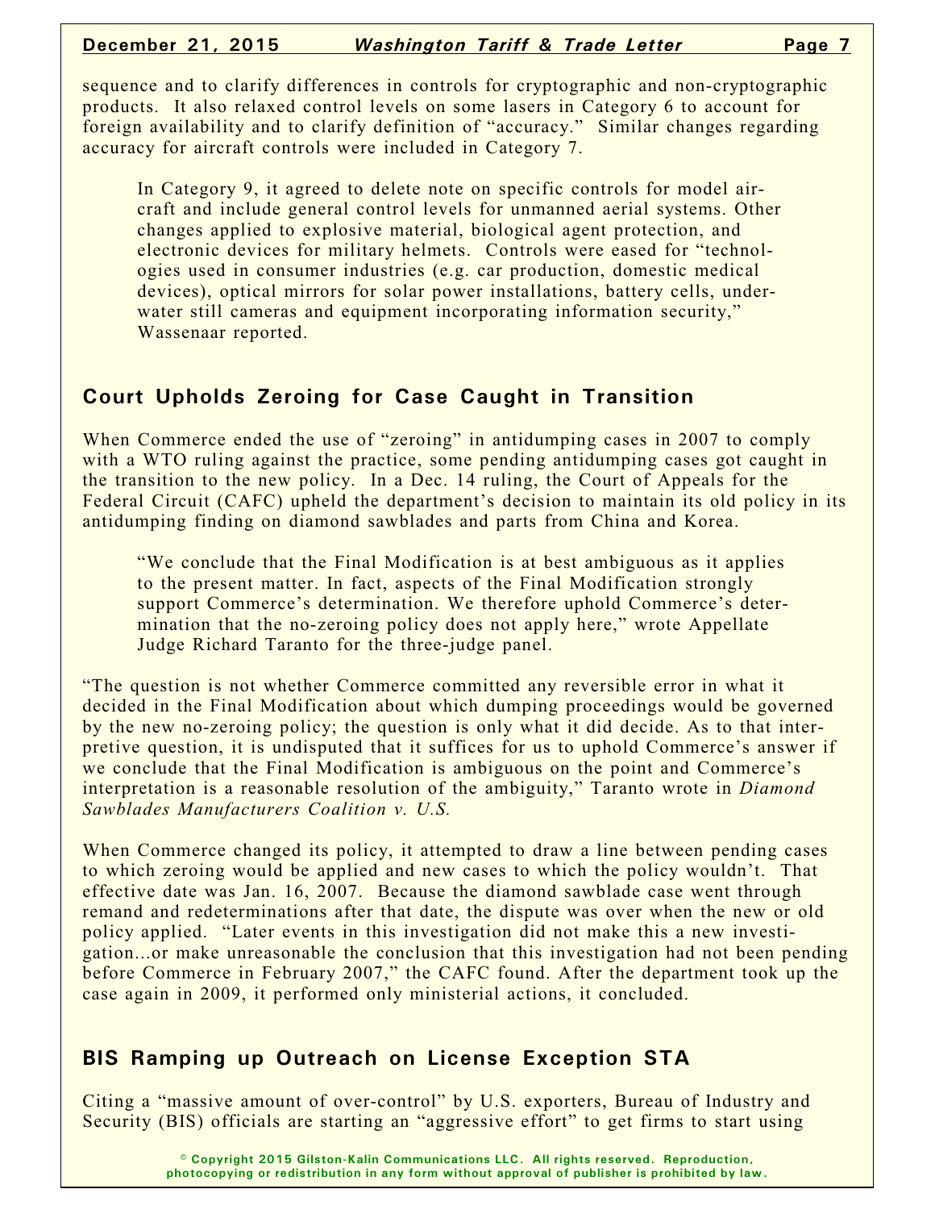sequence and to clarify differences in controls for cryptographic and non-cryptographic products. It also relaxed control levels on some lasers in Category 6 to account for foreign availability and to clarify definition of "accuracy." Similar changes regarding accuracy for aircraft controls were included in Category 7.

> In Category 9, it agreed to delete note on specific controls for model aircraft and include general control levels for unmanned aerial systems. Other changes applied to explosive material, biological agent protection, and electronic devices for military helmets. Controls were eased for "technologies used in consumer industries (e.g. car production, domestic medical devices), optical mirrors for solar power installations, battery cells, underwater still cameras and equipment incorporating information security," Wassenaar reported.

## Court Upholds Zeroing for Case Caught in Transition

When Commerce ended the use of "zeroing" in antidumping cases in 2007 to comply with a WTO ruling against the practice, some pending antidumping cases got caught in the transition to the new policy. In a Dec. 14 ruling, the Court of Appeals for the Federal Circuit (CAFC) upheld the department's decision to maintain its old policy in its antidumping finding on diamond sawblades and parts from China and Korea.

> "We conclude that the Final Modification is at best ambiguous as it applies to the present matter. In fact, aspects of the Final Modification strongly support Commerce's determination. We therefore uphold Commerce's determination that the no-zeroing policy does not apply here," wrote Appellate Judge Richard Taranto for the three-judge panel.

"The question is not whether Commerce committed any reversible error in what it decided in the Final Modification about which dumping proceedings would be governed by the new no-zeroing policy; the question is only what it did decide. As to that interpretive question, it is undisputed that it suffices for us to uphold Commerce's answer if we conclude that the Final Modification is ambiguous on the point and Commerce's interpretation is a reasonable resolution of the ambiguity," Taranto wrote in *Diamond Sawblades Manufacturers Coalition v. U.S.*

When Commerce changed its policy, it attempted to draw a line between pending cases to which zeroing would be applied and new cases to which the policy wouldn't. That effective date was Jan. 16, 2007. Because the diamond sawblade case went through remand and redeterminations after that date, the dispute was over when the new or old policy applied. "Later events in this investigation did not make this a new investigation...or make unreasonable the conclusion that this investigation had not been pending before Commerce in February 2007," the CAFC found. After the department took up the case again in 2009, it performed only ministerial actions, it concluded.

## BIS Ramping up Outreach on License Exception STA

Citing a "massive amount of over-control" by U.S. exporters, Bureau of Industry and Security (BIS) officials are starting an "aggressive effort" to get firms to start using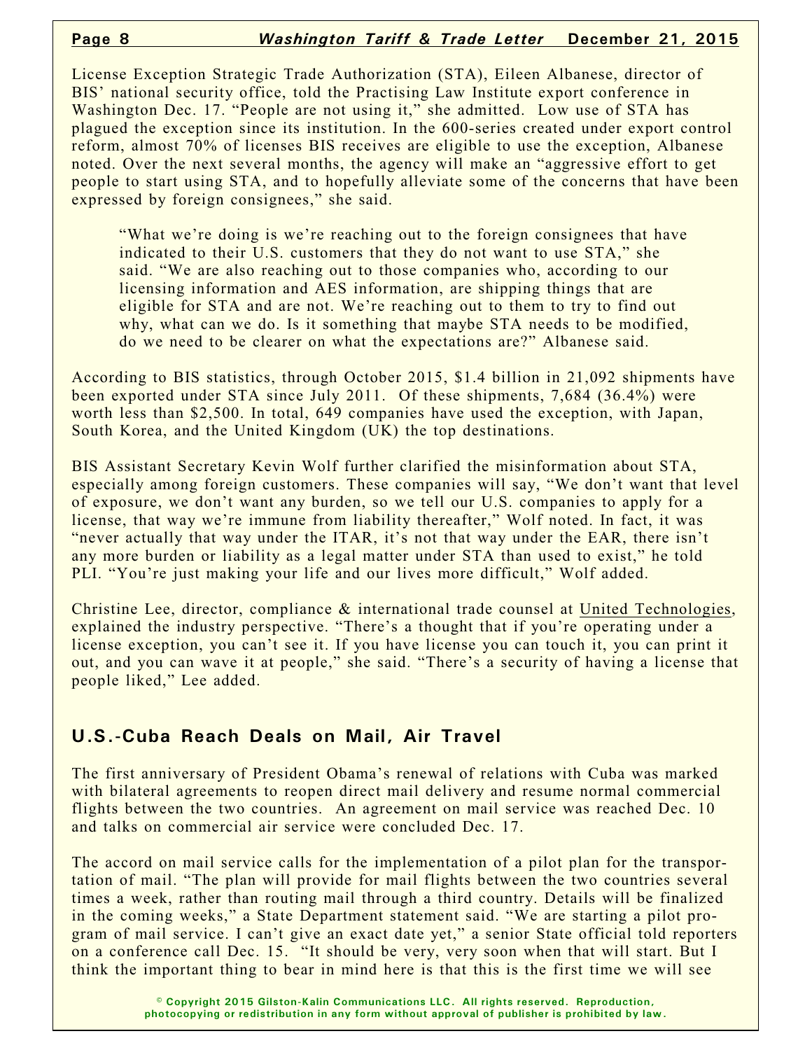License Exception Strategic Trade Authorization (STA), Eileen Albanese, director of BIS' national security office, told the Practising Law Institute export conference in Washington Dec. 17. "People are not using it," she admitted. Low use of STA has plagued the exception since its institution. In the 600-series created under export control reform, almost 70% of licenses BIS receives are eligible to use the exception, Albanese noted. Over the next several months, the agency will make an "aggressive effort to get people to start using STA, and to hopefully alleviate some of the concerns that have been expressed by foreign consignees," she said.

> "What we're doing is we're reaching out to the foreign consignees that have indicated to their U.S. customers that they do not want to use STA," she said. "We are also reaching out to those companies who, according to our licensing information and AES information, are shipping things that are eligible for STA and are not. We're reaching out to them to try to find out why, what can we do. Is it something that maybe STA needs to be modified, do we need to be clearer on what the expectations are?" Albanese said.

According to BIS statistics, through October 2015, $1.4 billion in 21,092 shipments have been exported under STA since July 2011. Of these shipments, 7,684 (36.4%) were worth less than $2,500. In total, 649 companies have used the exception, with Japan, South Korea, and the United Kingdom (UK) the top destinations.

BIS Assistant Secretary Kevin Wolf further clarified the misinformation about STA, especially among foreign customers. These companies will say, "We don't want that level of exposure, we don't want any burden, so we tell our U.S. companies to apply for a license, that way we're immune from liability thereafter," Wolf noted. In fact, it was "never actually that way under the ITAR, it's not that way under the EAR, there isn't any more burden or liability as a legal matter under STA than used to exist," he told PLI. "You're just making your life and our lives more difficult," Wolf added.

Christine Lee, director, compliance & international trade counsel at United Technologies, explained the industry perspective. "There's a thought that if you're operating under a license exception, you can't see it. If you have license you can touch it, you can print it out, and you can wave it at people," she said. "There's a security of having a license that people liked," Lee added.

## U.S.-Cuba Reach Deals on Mail, Air Travel

The first anniversary of President Obama's renewal of relations with Cuba was marked with bilateral agreements to reopen direct mail delivery and resume normal commercial flights between the two countries. An agreement on mail service was reached Dec. 10 and talks on commercial air service were concluded Dec. 17.

The accord on mail service calls for the implementation of a pilot plan for the transportation of mail. "The plan will provide for mail flights between the two countries several times a week, rather than routing mail through a third country. Details will be finalized in the coming weeks," a State Department statement said. "We are starting a pilot program of mail service. I can't give an exact date yet," a senior State official told reporters on a conference call Dec. 15. "It should be very, very soon when that will start. But I think the important thing to bear in mind here is that this is the first time we will see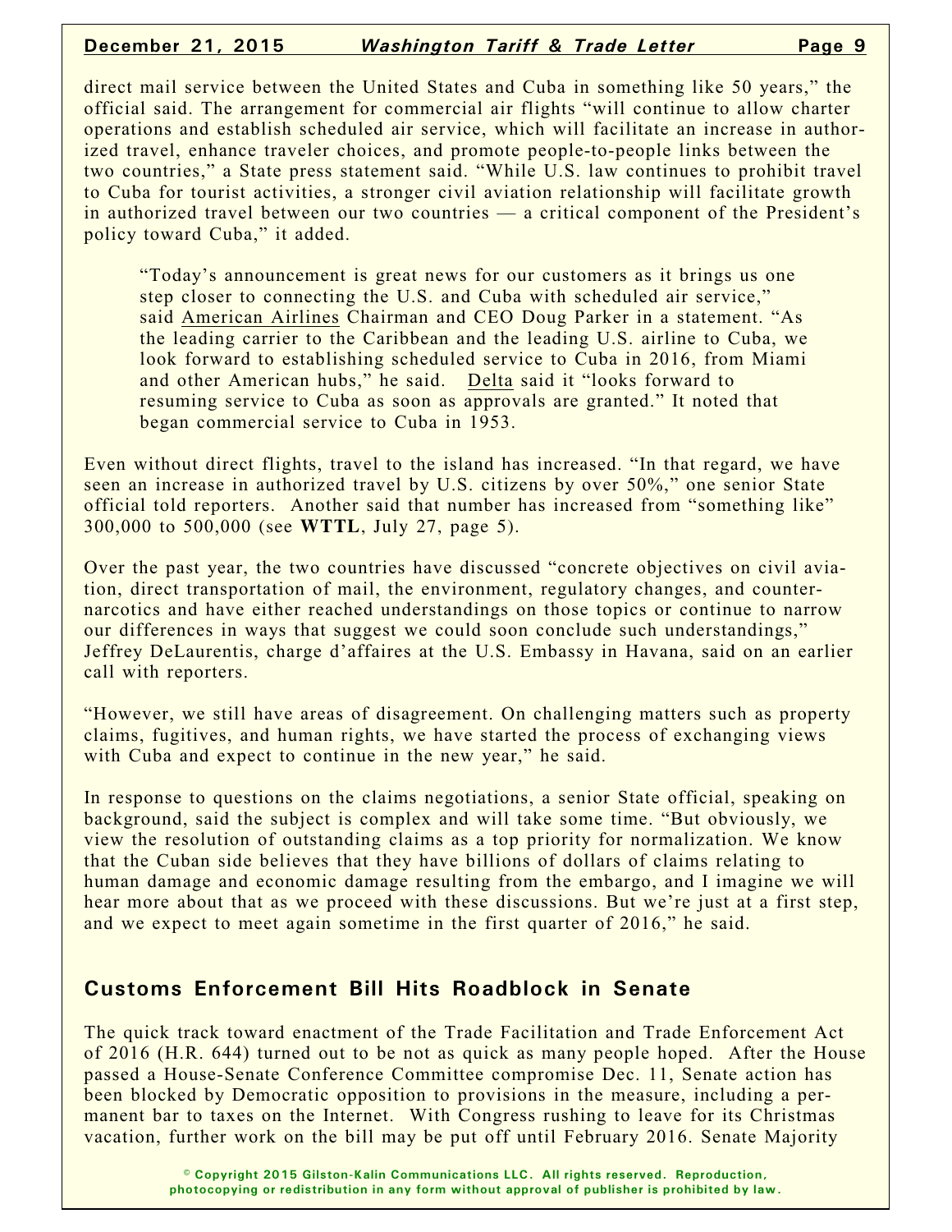direct mail service between the United States and Cuba in something like 50 years," the official said. The arrangement for commercial air flights "will continue to allow charter operations and establish scheduled air service, which will facilitate an increase in authorized travel, enhance traveler choices, and promote people-to-people links between the two countries," a State press statement said. "While U.S. law continues to prohibit travel to Cuba for tourist activities, a stronger civil aviation relationship will facilitate growth in authorized travel between our two countries — a critical component of the President's policy toward Cuba," it added.

> "Today's announcement is great news for our customers as it brings us one step closer to connecting the U.S. and Cuba with scheduled air service," said American Airlines Chairman and CEO Doug Parker in a statement. "As the leading carrier to the Caribbean and the leading U.S. airline to Cuba, we look forward to establishing scheduled service to Cuba in 2016, from Miami and other American hubs," he said. Delta said it "looks forward to resuming service to Cuba as soon as approvals are granted." It noted that began commercial service to Cuba in 1953.

Even without direct flights, travel to the island has increased. "In that regard, we have seen an increase in authorized travel by U.S. citizens by over 50%," one senior State official told reporters. Another said that number has increased from "something like" 300,000 to 500,000 (see **WTTL**, July 27, page 5).

Over the past year, the two countries have discussed "concrete objectives on civil aviation, direct transportation of mail, the environment, regulatory changes, and counter-narcotics and have either reached understandings on those topics or continue to narrow our differences in ways that suggest we could soon conclude such understandings," Jeffrey DeLaurentis, charge d'affaires at the U.S. Embassy in Havana, said on an earlier call with reporters.

"However, we still have areas of disagreement. On challenging matters such as property claims, fugitives, and human rights, we have started the process of exchanging views with Cuba and expect to continue in the new year," he said.

In response to questions on the claims negotiations, a senior State official, speaking on background, said the subject is complex and will take some time. "But obviously, we view the resolution of outstanding claims as a top priority for normalization. We know that the Cuban side believes that they have billions of dollars of claims relating to human damage and economic damage resulting from the embargo, and I imagine we will hear more about that as we proceed with these discussions. But we're just at a first step, and we expect to meet again sometime in the first quarter of 2016," he said.

## Customs Enforcement Bill Hits Roadblock in Senate

The quick track toward enactment of the Trade Facilitation and Trade Enforcement Act of 2016 (H.R. 644) turned out to be not as quick as many people hoped. After the House passed a House-Senate Conference Committee compromise Dec. 11, Senate action has been blocked by Democratic opposition to provisions in the measure, including a permanent bar to taxes on the Internet. With Congress rushing to leave for its Christmas vacation, further work on the bill may be put off until February 2016. Senate Majority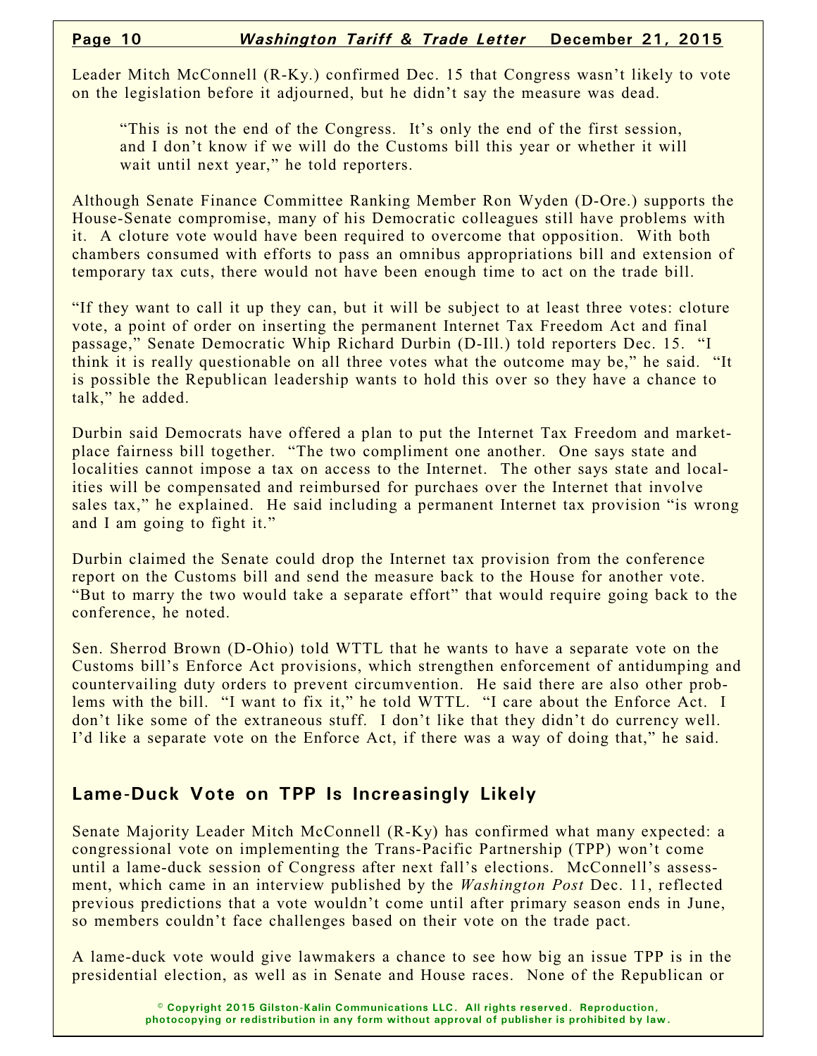Leader Mitch McConnell (R-Ky.) confirmed Dec. 15 that Congress wasn't likely to vote on the legislation before it adjourned, but he didn't say the measure was dead.

> "This is not the end of the Congress. It's only the end of the first session, and I don't know if we will do the Customs bill this year or whether it will wait until next year," he told reporters.

Although Senate Finance Committee Ranking Member Ron Wyden (D-Ore.) supports the House-Senate compromise, many of his Democratic colleagues still have problems with it. A cloture vote would have been required to overcome that opposition. With both chambers consumed with efforts to pass an omnibus appropriations bill and extension of temporary tax cuts, there would not have been enough time to act on the trade bill.

"If they want to call it up they can, but it will be subject to at least three votes: cloture vote, a point of order on inserting the permanent Internet Tax Freedom Act and final passage," Senate Democratic Whip Richard Durbin (D-Ill.) told reporters Dec. 15. "I think it is really questionable on all three votes what the outcome may be," he said. "It is possible the Republican leadership wants to hold this over so they have a chance to talk," he added.

Durbin said Democrats have offered a plan to put the Internet Tax Freedom and marketplace fairness bill together. "The two compliment one another. One says state and localities cannot impose a tax on access to the Internet. The other says state and localities will be compensated and reimbursed for purchaes over the Internet that involve sales tax," he explained. He said including a permanent Internet tax provision "is wrong and I am going to fight it."

Durbin claimed the Senate could drop the Internet tax provision from the conference report on the Customs bill and send the measure back to the House for another vote. "But to marry the two would take a separate effort" that would require going back to the conference, he noted.

Sen. Sherrod Brown (D-Ohio) told WTTL that he wants to have a separate vote on the Customs bill's Enforce Act provisions, which strengthen enforcement of antidumping and countervailing duty orders to prevent circumvention. He said there are also other problems with the bill. "I want to fix it," he told WTTL. "I care about the Enforce Act. I don't like some of the extraneous stuff. I don't like that they didn't do currency well. I'd like a separate vote on the Enforce Act, if there was a way of doing that," he said.

## Lame-Duck Vote on TPP Is Increasingly Likely

Senate Majority Leader Mitch McConnell (R-Ky) has confirmed what many expected: a congressional vote on implementing the Trans-Pacific Partnership (TPP) won't come until a lame-duck session of Congress after next fall's elections. McConnell's assessment, which came in an interview published by the *Washington Post* Dec. 11, reflected previous predictions that a vote wouldn't come until after primary season ends in June, so members couldn't face challenges based on their vote on the trade pact.

A lame-duck vote would give lawmakers a chance to see how big an issue TPP is in the presidential election, as well as in Senate and House races. None of the Republican or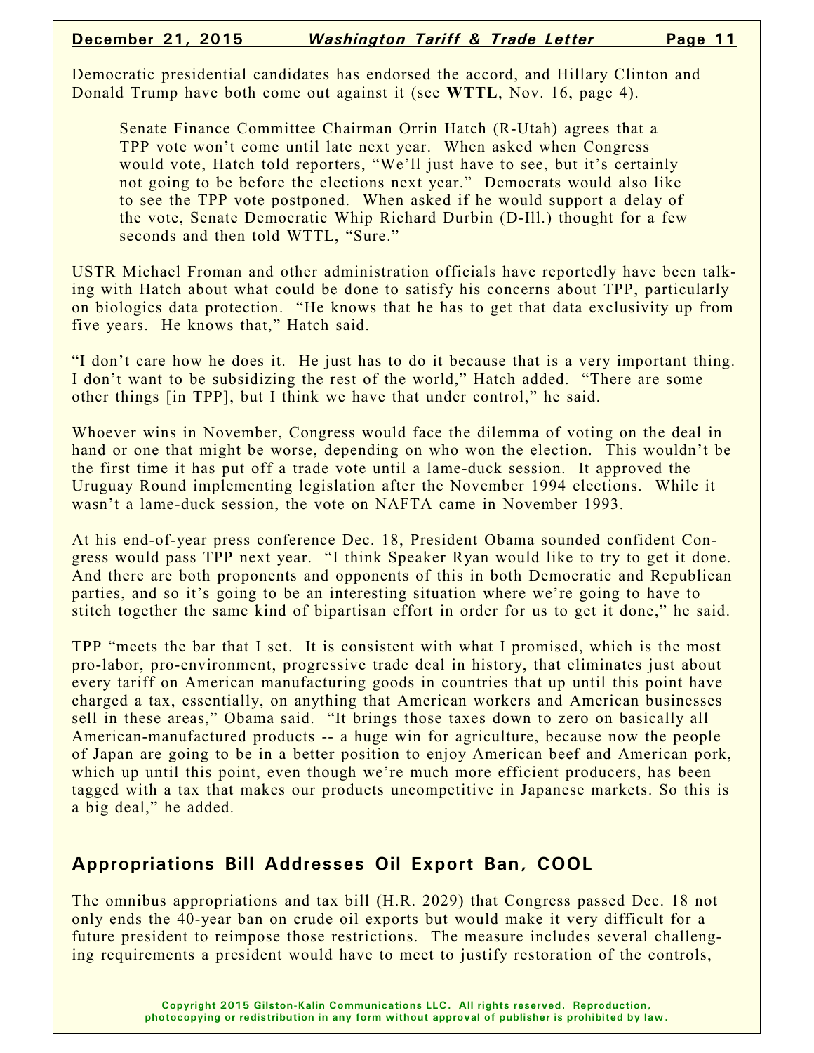Democratic presidential candidates has endorsed the accord, and Hillary Clinton and Donald Trump have both come out against it (see **WTTL**, Nov. 16, page 4).

> Senate Finance Committee Chairman Orrin Hatch (R-Utah) agrees that a TPP vote won't come until late next year. When asked when Congress would vote, Hatch told reporters, "We'll just have to see, but it's certainly not going to be before the elections next year." Democrats would also like to see the TPP vote postponed. When asked if he would support a delay of the vote, Senate Democratic Whip Richard Durbin (D-Ill.) thought for a few seconds and then told WTTL, "Sure."

USTR Michael Froman and other administration officials have reportedly have been talking with Hatch about what could be done to satisfy his concerns about TPP, particularly on biologics data protection. "He knows that he has to get that data exclusivity up from five years. He knows that," Hatch said.

"I don't care how he does it. He just has to do it because that is a very important thing. I don't want to be subsidizing the rest of the world," Hatch added. "There are some other things [in TPP], but I think we have that under control," he said.

Whoever wins in November, Congress would face the dilemma of voting on the deal in hand or one that might be worse, depending on who won the election. This wouldn't be the first time it has put off a trade vote until a lame-duck session. It approved the Uruguay Round implementing legislation after the November 1994 elections. While it wasn't a lame-duck session, the vote on NAFTA came in November 1993.

At his end-of-year press conference Dec. 18, President Obama sounded confident Congress would pass TPP next year. "I think Speaker Ryan would like to try to get it done. And there are both proponents and opponents of this in both Democratic and Republican parties, and so it's going to be an interesting situation where we're going to have to stitch together the same kind of bipartisan effort in order for us to get it done," he said.

TPP "meets the bar that I set. It is consistent with what I promised, which is the most pro-labor, pro-environment, progressive trade deal in history, that eliminates just about every tariff on American manufacturing goods in countries that up until this point have charged a tax, essentially, on anything that American workers and American businesses sell in these areas," Obama said. "It brings those taxes down to zero on basically all American-manufactured products -- a huge win for agriculture, because now the people of Japan are going to be in a better position to enjoy American beef and American pork, which up until this point, even though we're much more efficient producers, has been tagged with a tax that makes our products uncompetitive in Japanese markets. So this is a big deal," he added.

## Appropriations Bill Addresses Oil Export Ban, COOL

The omnibus appropriations and tax bill (H.R. 2029) that Congress passed Dec. 18 not only ends the 40-year ban on crude oil exports but would make it very difficult for a future president to reimpose those restrictions. The measure includes several challenging requirements a president would have to meet to justify restoration of the controls,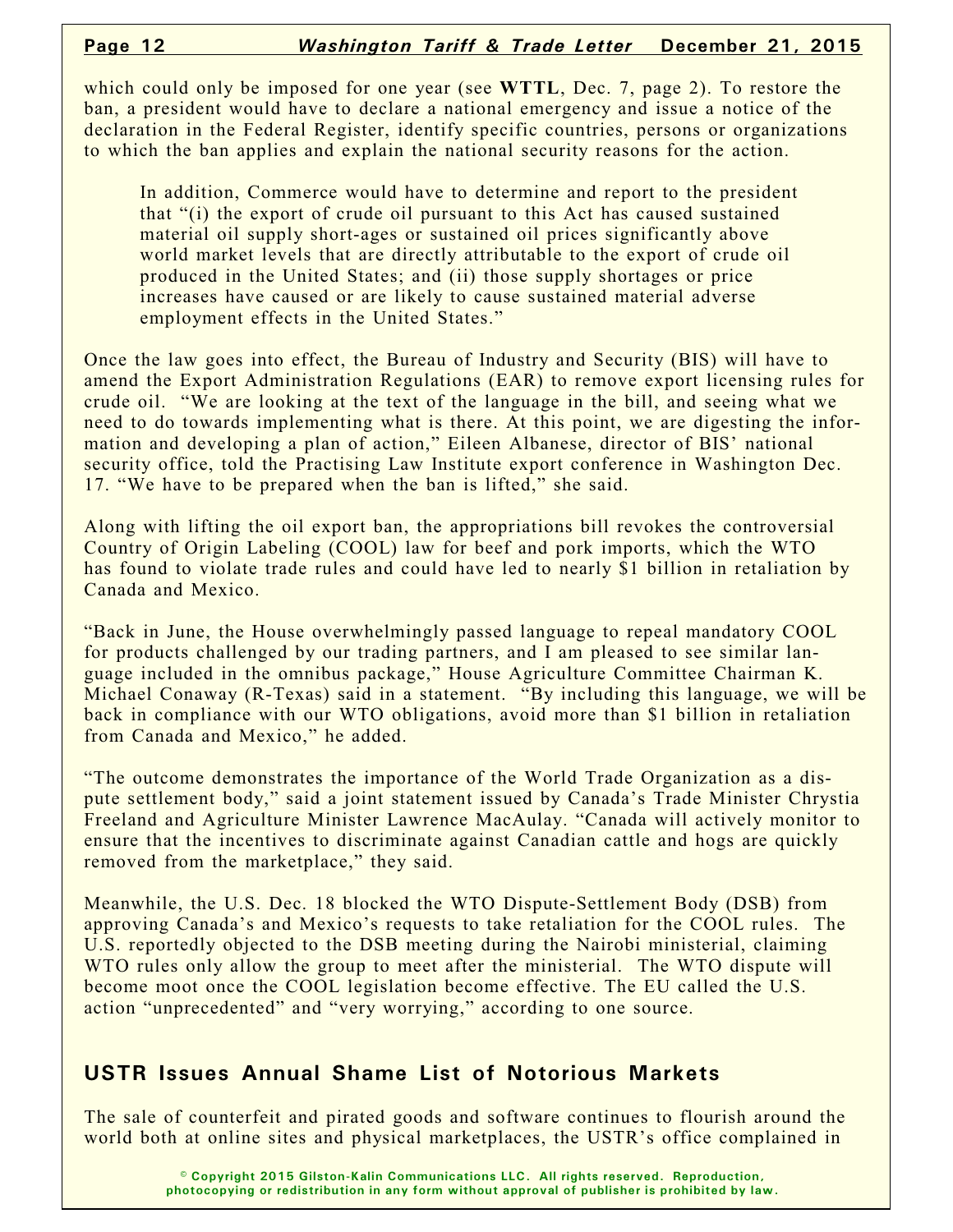which could only be imposed for one year (see **WTTL**, Dec. 7, page 2). To restore the ban, a president would have to declare a national emergency and issue a notice of the declaration in the Federal Register, identify specific countries, persons or organizations to which the ban applies and explain the national security reasons for the action.

> In addition, Commerce would have to determine and report to the president that "(i) the export of crude oil pursuant to this Act has caused sustained material oil supply short-ages or sustained oil prices significantly above world market levels that are directly attributable to the export of crude oil produced in the United States; and (ii) those supply shortages or price increases have caused or are likely to cause sustained material adverse employment effects in the United States."

Once the law goes into effect, the Bureau of Industry and Security (BIS) will have to amend the Export Administration Regulations (EAR) to remove export licensing rules for crude oil. "We are looking at the text of the language in the bill, and seeing what we need to do towards implementing what is there. At this point, we are digesting the information and developing a plan of action," Eileen Albanese, director of BIS' national security office, told the Practising Law Institute export conference in Washington Dec. 17. "We have to be prepared when the ban is lifted," she said.

Along with lifting the oil export ban, the appropriations bill revokes the controversial Country of Origin Labeling (COOL) law for beef and pork imports, which the WTO has found to violate trade rules and could have led to nearly $1 billion in retaliation by Canada and Mexico.

"Back in June, the House overwhelmingly passed language to repeal mandatory COOL for products challenged by our trading partners, and I am pleased to see similar language included in the omnibus package," House Agriculture Committee Chairman K. Michael Conaway (R-Texas) said in a statement. "By including this language, we will be back in compliance with our WTO obligations, avoid more than $1 billion in retaliation from Canada and Mexico," he added.

"The outcome demonstrates the importance of the World Trade Organization as a dispute settlement body," said a joint statement issued by Canada's Trade Minister Chrystia Freeland and Agriculture Minister Lawrence MacAulay. "Canada will actively monitor to ensure that the incentives to discriminate against Canadian cattle and hogs are quickly removed from the marketplace," they said.

Meanwhile, the U.S. Dec. 18 blocked the WTO Dispute-Settlement Body (DSB) from approving Canada's and Mexico's requests to take retaliation for the COOL rules. The U.S. reportedly objected to the DSB meeting during the Nairobi ministerial, claiming WTO rules only allow the group to meet after the ministerial. The WTO dispute will become moot once the COOL legislation become effective. The EU called the U.S. action "unprecedented" and "very worrying," according to one source.

## USTR Issues Annual Shame List of Notorious Markets

The sale of counterfeit and pirated goods and software continues to flourish around the world both at online sites and physical marketplaces, the USTR's office complained in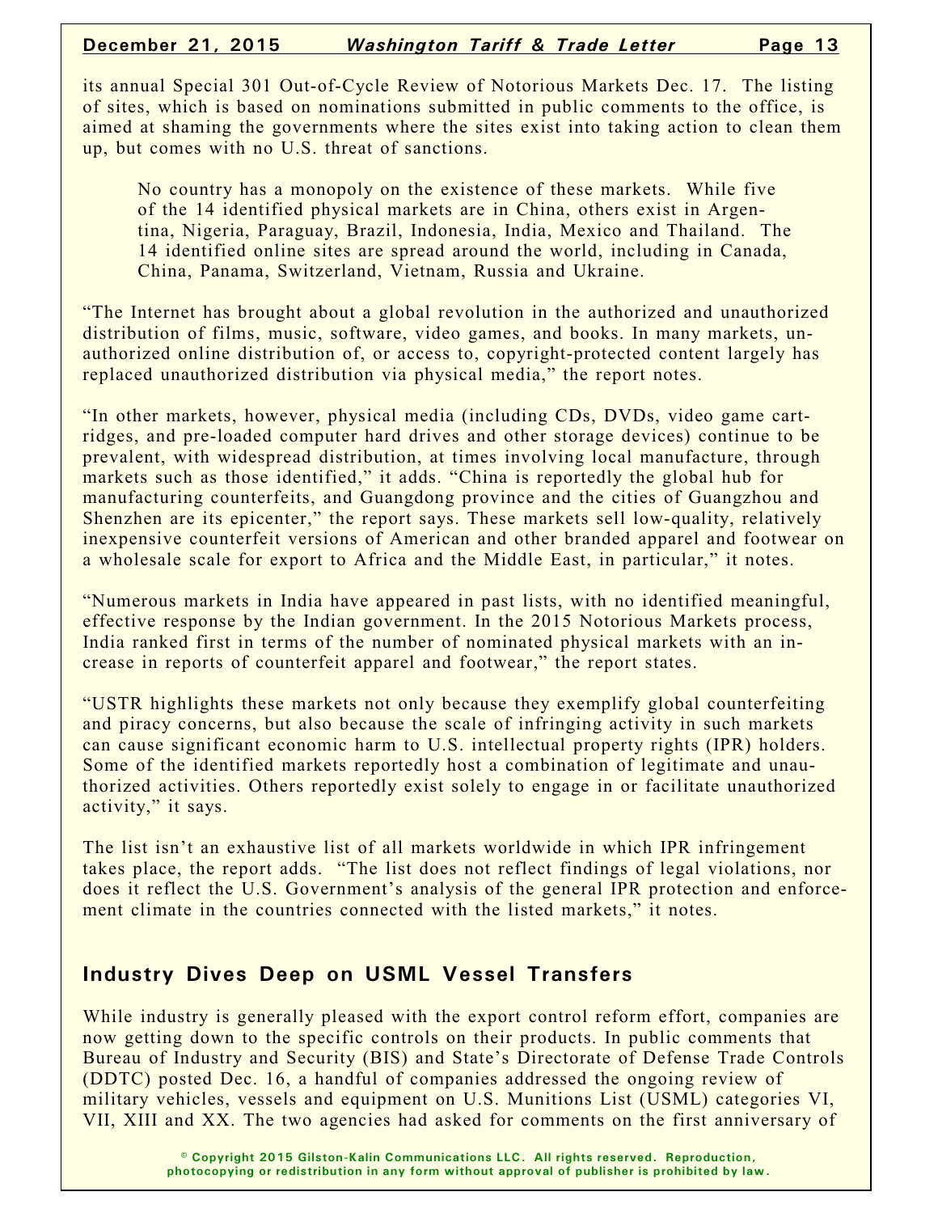its annual Special 301 Out-of-Cycle Review of Notorious Markets Dec. 17. The listing of sites, which is based on nominations submitted in public comments to the office, is aimed at shaming the governments where the sites exist into taking action to clean them up, but comes with no U.S. threat of sanctions.

> No country has a monopoly on the existence of these markets. While five of the 14 identified physical markets are in China, others exist in Argentina, Nigeria, Paraguay, Brazil, Indonesia, India, Mexico and Thailand. The 14 identified online sites are spread around the world, including in Canada, China, Panama, Switzerland, Vietnam, Russia and Ukraine.

"The Internet has brought about a global revolution in the authorized and unauthorized distribution of films, music, software, video games, and books. In many markets, unauthorized online distribution of, or access to, copyright-protected content largely has replaced unauthorized distribution via physical media," the report notes.

"In other markets, however, physical media (including CDs, DVDs, video game cartridges, and pre-loaded computer hard drives and other storage devices) continue to be prevalent, with widespread distribution, at times involving local manufacture, through markets such as those identified," it adds. "China is reportedly the global hub for manufacturing counterfeits, and Guangdong province and the cities of Guangzhou and Shenzhen are its epicenter," the report says. These markets sell low-quality, relatively inexpensive counterfeit versions of American and other branded apparel and footwear on a wholesale scale for export to Africa and the Middle East, in particular," it notes.

"Numerous markets in India have appeared in past lists, with no identified meaningful, effective response by the Indian government. In the 2015 Notorious Markets process, India ranked first in terms of the number of nominated physical markets with an increase in reports of counterfeit apparel and footwear," the report states.

"USTR highlights these markets not only because they exemplify global counterfeiting and piracy concerns, but also because the scale of infringing activity in such markets can cause significant economic harm to U.S. intellectual property rights (IPR) holders. Some of the identified markets reportedly host a combination of legitimate and unauthorized activities. Others reportedly exist solely to engage in or facilitate unauthorized activity," it says.

The list isn't an exhaustive list of all markets worldwide in which IPR infringement takes place, the report adds. "The list does not reflect findings of legal violations, nor does it reflect the U.S. Government's analysis of the general IPR protection and enforcement climate in the countries connected with the listed markets," it notes.

## Industry Dives Deep on USML Vessel Transfers

While industry is generally pleased with the export control reform effort, companies are now getting down to the specific controls on their products. In public comments that Bureau of Industry and Security (BIS) and State's Directorate of Defense Trade Controls (DDTC) posted Dec. 16, a handful of companies addressed the ongoing review of military vehicles, vessels and equipment on U.S. Munitions List (USML) categories VI, VII, XIII and XX. The two agencies had asked for comments on the first anniversary of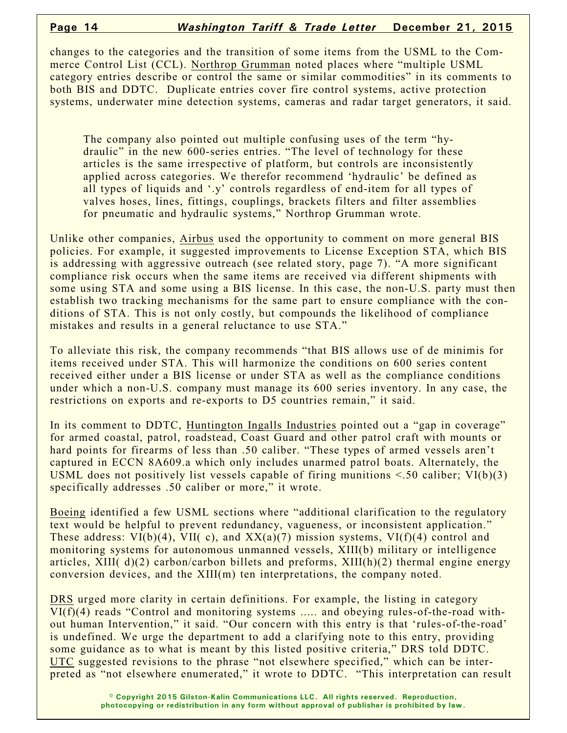changes to the categories and the transition of some items from the USML to the Commerce Control List (CCL). Northrop Grumman noted places where "multiple USML category entries describe or control the same or similar commodities" in its comments to both BIS and DDTC. Duplicate entries cover fire control systems, active protection systems, underwater mine detection systems, cameras and radar target generators, it said.

> The company also pointed out multiple confusing uses of the term "hydraulic" in the new 600-series entries. "The level of technology for these articles is the same irrespective of platform, but controls are inconsistently applied across categories. We therefor recommend 'hydraulic' be defined as all types of liquids and '.y' controls regardless of end-item for all types of valves hoses, lines, fittings, couplings, brackets filters and filter assemblies for pneumatic and hydraulic systems," Northrop Grumman wrote.

Unlike other companies, Airbus used the opportunity to comment on more general BIS policies. For example, it suggested improvements to License Exception STA, which BIS is addressing with aggressive outreach (see related story, page 7). "A more significant compliance risk occurs when the same items are received via different shipments with some using STA and some using a BIS license. In this case, the non-U.S. party must then establish two tracking mechanisms for the same part to ensure compliance with the conditions of STA. This is not only costly, but compounds the likelihood of compliance mistakes and results in a general reluctance to use STA."

To alleviate this risk, the company recommends "that BIS allows use of de minimis for items received under STA. This will harmonize the conditions on 600 series content received either under a BIS license or under STA as well as the compliance conditions under which a non-U.S. company must manage its 600 series inventory. In any case, the restrictions on exports and re-exports to D5 countries remain," it said.

In its comment to DDTC, Huntington Ingalls Industries pointed out a "gap in coverage" for armed coastal, patrol, roadstead, Coast Guard and other patrol craft with mounts or hard points for firearms of less than .50 caliber. "These types of armed vessels aren't captured in ECCN 8A609.a which only includes unarmed patrol boats. Alternately, the USML does not positively list vessels capable of firing munitions <.50 caliber; VI(b)(3) specifically addresses .50 caliber or more," it wrote.

Boeing identified a few USML sections where "additional clarification to the regulatory text would be helpful to prevent redundancy, vagueness, or inconsistent application." These address: VI(b)(4), VII( c), and XX(a)(7) mission systems, VI(f)(4) control and monitoring systems for autonomous unmanned vessels, XIII(b) military or intelligence articles, XIII( d)(2) carbon/carbon billets and preforms, XIII(h)(2) thermal engine energy conversion devices, and the XIII(m) ten interpretations, the company noted.

DRS urged more clarity in certain definitions. For example, the listing in category VI(f)(4) reads "Control and monitoring systems ..... and obeying rules-of-the-road without human Intervention," it said. "Our concern with this entry is that 'rules-of-the-road' is undefined. We urge the department to add a clarifying note to this entry, providing some guidance as to what is meant by this listed positive criteria," DRS told DDTC. UTC suggested revisions to the phrase "not elsewhere specified," which can be interpreted as "not elsewhere enumerated," it wrote to DDTC. "This interpretation can result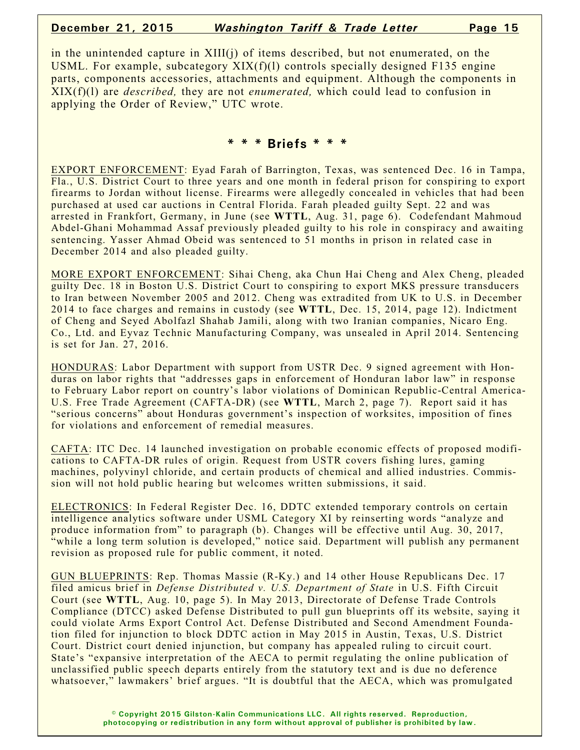in the unintended capture in XIII(j) of items described, but not enumerated, on the USML. For example, subcategory XIX(f)(l) controls specially designed F135 engine parts, components accessories, attachments and equipment. Although the components in XIX(f)(l) are *described,* they are not *enumerated,* which could lead to confusion in applying the Order of Review," UTC wrote.

## * * * Briefs * * *

EXPORT ENFORCEMENT: Eyad Farah of Barrington, Texas, was sentenced Dec. 16 in Tampa, Fla., U.S. District Court to three years and one month in federal prison for conspiring to export firearms to Jordan without license. Firearms were allegedly concealed in vehicles that had been purchased at used car auctions in Central Florida. Farah pleaded guilty Sept. 22 and was arrested in Frankfort, Germany, in June (see **WTTL**, Aug. 31, page 6). Codefendant Mahmoud Abdel-Ghani Mohammad Assaf previously pleaded guilty to his role in conspiracy and awaiting sentencing. Yasser Ahmad Obeid was sentenced to 51 months in prison in related case in December 2014 and also pleaded guilty.

MORE EXPORT ENFORCEMENT: Sihai Cheng, aka Chun Hai Cheng and Alex Cheng, pleaded guilty Dec. 18 in Boston U.S. District Court to conspiring to export MKS pressure transducers to Iran between November 2005 and 2012. Cheng was extradited from UK to U.S. in December 2014 to face charges and remains in custody (see **WTTL**, Dec. 15, 2014, page 12). Indictment of Cheng and Seyed Abolfazl Shahab Jamili, along with two Iranian companies, Nicaro Eng. Co., Ltd. and Eyvaz Technic Manufacturing Company, was unsealed in April 2014. Sentencing is set for Jan. 27, 2016.

HONDURAS: Labor Department with support from USTR Dec. 9 signed agreement with Honduras on labor rights that "addresses gaps in enforcement of Honduran labor law" in response to February Labor report on country's labor violations of Dominican Republic-Central America-U.S. Free Trade Agreement (CAFTA-DR) (see **WTTL**, March 2, page 7). Report said it has "serious concerns" about Honduras government's inspection of worksites, imposition of fines for violations and enforcement of remedial measures.

CAFTA: ITC Dec. 14 launched investigation on probable economic effects of proposed modifications to CAFTA-DR rules of origin. Request from USTR covers fishing lures, gaming machines, polyvinyl chloride, and certain products of chemical and allied industries. Commission will not hold public hearing but welcomes written submissions, it said.

ELECTRONICS: In Federal Register Dec. 16, DDTC extended temporary controls on certain intelligence analytics software under USML Category XI by reinserting words "analyze and produce information from" to paragraph (b). Changes will be effective until Aug. 30, 2017, "while a long term solution is developed," notice said. Department will publish any permanent revision as proposed rule for public comment, it noted.

GUN BLUEPRINTS: Rep. Thomas Massie (R-Ky.) and 14 other House Republicans Dec. 17 filed amicus brief in *Defense Distributed v. U.S. Department of State* in U.S. Fifth Circuit Court (see **WTTL**, Aug. 10, page 5). In May 2013, Directorate of Defense Trade Controls Compliance (DTCC) asked Defense Distributed to pull gun blueprints off its website, saying it could violate Arms Export Control Act. Defense Distributed and Second Amendment Foundation filed for injunction to block DDTC action in May 2015 in Austin, Texas, U.S. District Court. District court denied injunction, but company has appealed ruling to circuit court. State's "expansive interpretation of the AECA to permit regulating the online publication of unclassified public speech departs entirely from the statutory text and is due no deference whatsoever," lawmakers' brief argues. "It is doubtful that the AECA, which was promulgated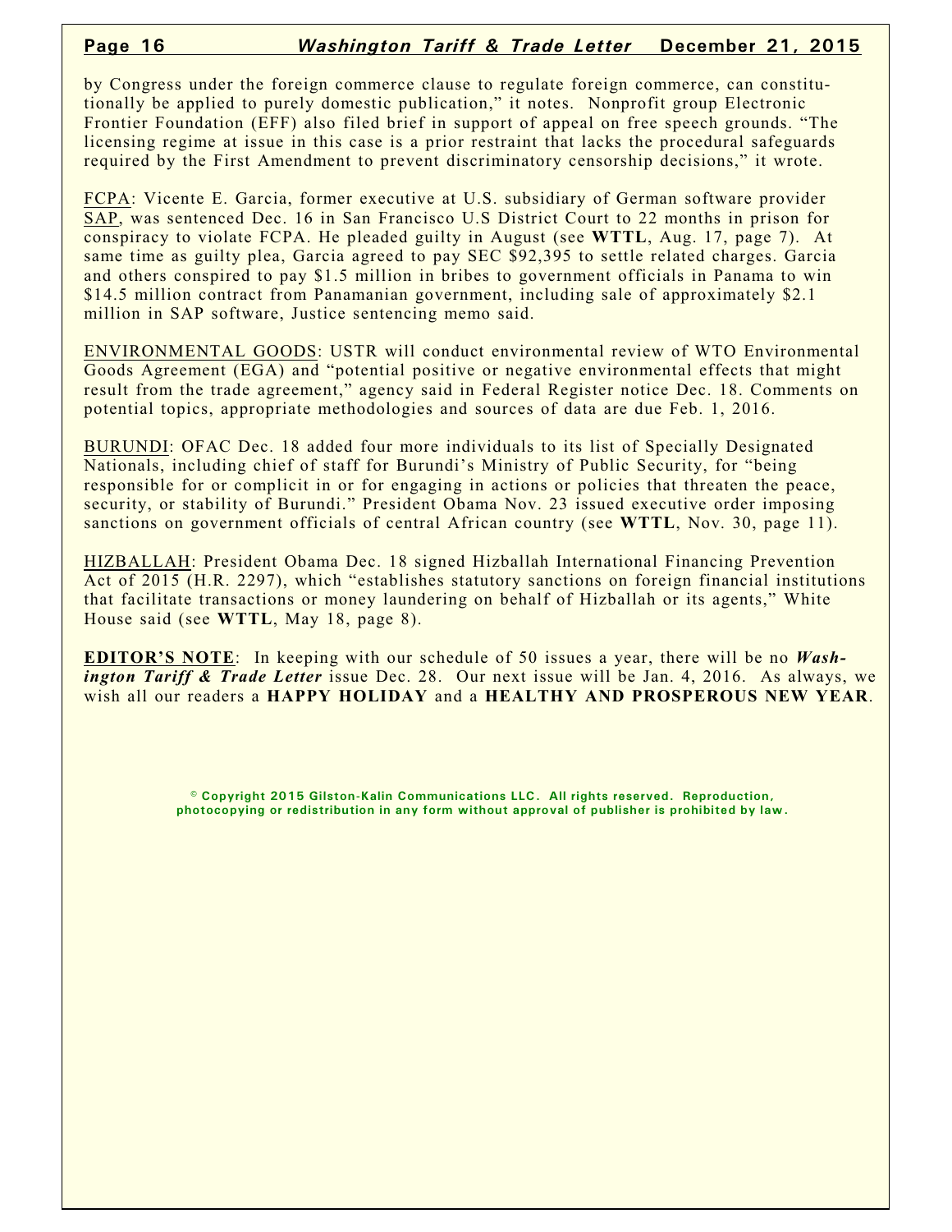by Congress under the foreign commerce clause to regulate foreign commerce, can constitutionally be applied to purely domestic publication," it notes. Nonprofit group Electronic Frontier Foundation (EFF) also filed brief in support of appeal on free speech grounds. "The licensing regime at issue in this case is a prior restraint that lacks the procedural safeguards required by the First Amendment to prevent discriminatory censorship decisions," it wrote.

FCPA: Vicente E. Garcia, former executive at U.S. subsidiary of German software provider SAP, was sentenced Dec. 16 in San Francisco U.S District Court to 22 months in prison for conspiracy to violate FCPA. He pleaded guilty in August (see **WTTL**, Aug. 17, page 7). At same time as guilty plea, Garcia agreed to pay SEC $92,395 to settle related charges. Garcia and others conspired to pay $1.5 million in bribes to government officials in Panama to win $14.5 million contract from Panamanian government, including sale of approximately $2.1 million in SAP software, Justice sentencing memo said.

ENVIRONMENTAL GOODS: USTR will conduct environmental review of WTO Environmental Goods Agreement (EGA) and "potential positive or negative environmental effects that might result from the trade agreement," agency said in Federal Register notice Dec. 18. Comments on potential topics, appropriate methodologies and sources of data are due Feb. 1, 2016.

BURUNDI: OFAC Dec. 18 added four more individuals to its list of Specially Designated Nationals, including chief of staff for Burundi's Ministry of Public Security, for "being responsible for or complicit in or for engaging in actions or policies that threaten the peace, security, or stability of Burundi." President Obama Nov. 23 issued executive order imposing sanctions on government officials of central African country (see **WTTL**, Nov. 30, page 11).

HIZBALLAH: President Obama Dec. 18 signed Hizballah International Financing Prevention Act of 2015 (H.R. 2297), which "establishes statutory sanctions on foreign financial institutions that facilitate transactions or money laundering on behalf of Hizballah or its agents," White House said (see **WTTL**, May 18, page 8).

**EDITOR'S NOTE**: In keeping with our schedule of 50 issues a year, there will be no ***Washington Tariff & Trade Letter*** issue Dec. 28. Our next issue will be Jan. 4, 2016. As always, we wish all our readers a **HAPPY HOLIDAY** and a **HEALTHY AND PROSPEROUS NEW YEAR**.

**© Copyright 2015 Gilston-Kalin Communications LLC. All rights reserved. Reproduction, photocopying or redistribution in any form without approval of publisher is prohibited by law.**